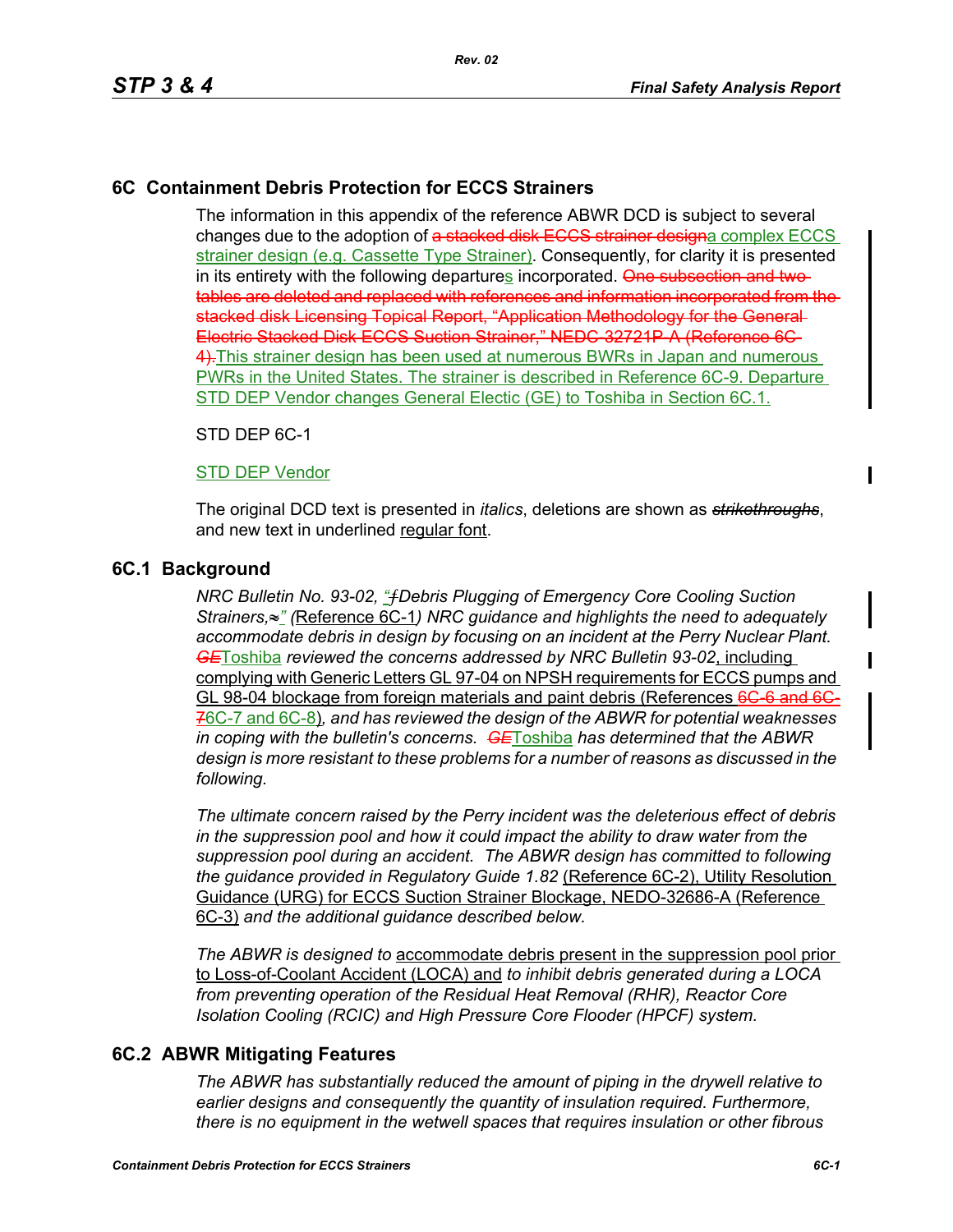# 6C Containment Debris Protection for ECCS Strainers

The information in this appendix of the reference ABWR DCD is subject to several changes due to the adoption of ~~a stacked disk ECCS strainer design~~a complex ECCS strainer design (e.g. Cassette Type Strainer). Consequently, for clarity it is presented in its entirety with the following departures incorporated. ~~One subsection and two tables are deleted and replaced with references and information incorporated from the stacked disk Licensing Topical Report, "Application Methodology for the General Electric Stacked Disk ECCS Suction Strainer," NEDC-32721P-A (Reference 6C-4).~~This strainer design has been used at numerous BWRs in Japan and numerous PWRs in the United States. The strainer is described in Reference 6C-9. Departure STD DEP Vendor changes General Electic (GE) to Toshiba in Section 6C.1.

STD DEP 6C-1

STD DEP Vendor

The original DCD text is presented in *italics*, deletions are shown as ~~*strikethroughs*~~, and new text in underlined regular font.

## 6C.1 Background

*NRC Bulletin No. 93-02, "~~ƒ~~Debris Plugging of Emergency Core Cooling Suction Strainers,~~≈~~" (*Reference 6C-1*) NRC guidance and highlights the need to adequately accommodate debris in design by focusing on an incident at the Perry Nuclear Plant.* ~~*GE*~~Toshiba *reviewed the concerns addressed by NRC Bulletin 93-02*, including complying with Generic Letters GL 97-04 on NPSH requirements for ECCS pumps and GL 98-04 blockage from foreign materials and paint debris (References ~~6C-6 and 6C-7~~6C-7 and 6C-8)*, and has reviewed the design of the ABWR for potential weaknesses in coping with the bulletin's concerns.* ~~*GE*~~Toshiba *has determined that the ABWR design is more resistant to these problems for a number of reasons as discussed in the following.*

*The ultimate concern raised by the Perry incident was the deleterious effect of debris in the suppression pool and how it could impact the ability to draw water from the suppression pool during an accident. The ABWR design has committed to following the guidance provided in Regulatory Guide 1.82* (Reference 6C-2), Utility Resolution Guidance (URG) for ECCS Suction Strainer Blockage, NEDO-32686-A (Reference 6C-3) *and the additional guidance described below.*

*The ABWR is designed to* accommodate debris present in the suppression pool prior to Loss-of-Coolant Accident (LOCA) and *to inhibit debris generated during a LOCA from preventing operation of the Residual Heat Removal (RHR), Reactor Core Isolation Cooling (RCIC) and High Pressure Core Flooder (HPCF) system.*

## 6C.2 ABWR Mitigating Features

*The ABWR has substantially reduced the amount of piping in the drywell relative to earlier designs and consequently the quantity of insulation required. Furthermore, there is no equipment in the wetwell spaces that requires insulation or other fibrous*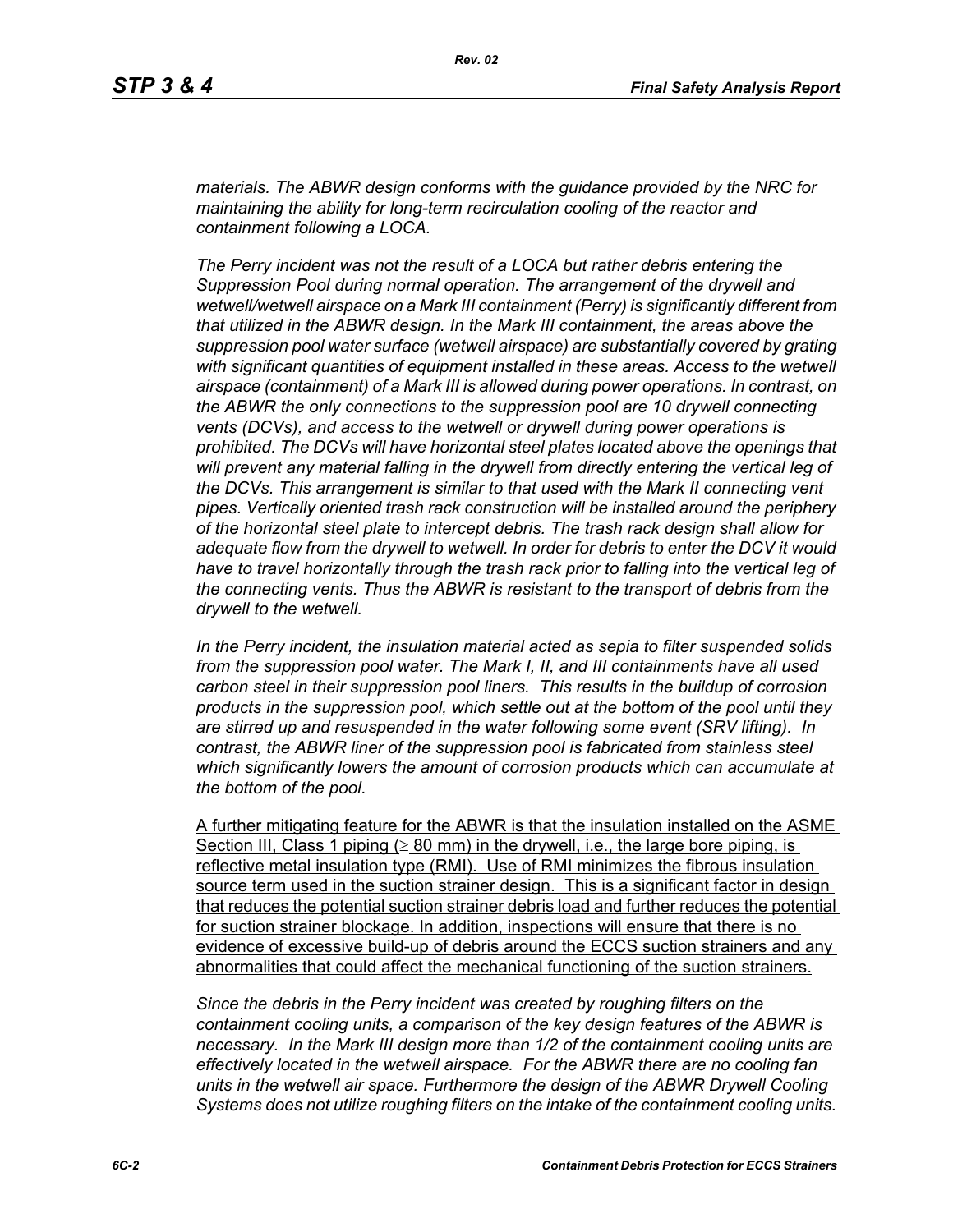*materials. The ABWR design conforms with the guidance provided by the NRC for maintaining the ability for long-term recirculation cooling of the reactor and containment following a LOCA.*

*The Perry incident was not the result of a LOCA but rather debris entering the Suppression Pool during normal operation. The arrangement of the drywell and wetwell/wetwell airspace on a Mark III containment (Perry) is significantly different from that utilized in the ABWR design. In the Mark III containment, the areas above the suppression pool water surface (wetwell airspace) are substantially covered by grating with significant quantities of equipment installed in these areas. Access to the wetwell airspace (containment) of a Mark III is allowed during power operations. In contrast, on the ABWR the only connections to the suppression pool are 10 drywell connecting vents (DCVs), and access to the wetwell or drywell during power operations is prohibited. The DCVs will have horizontal steel plates located above the openings that will prevent any material falling in the drywell from directly entering the vertical leg of the DCVs. This arrangement is similar to that used with the Mark II connecting vent pipes. Vertically oriented trash rack construction will be installed around the periphery of the horizontal steel plate to intercept debris. The trash rack design shall allow for adequate flow from the drywell to wetwell. In order for debris to enter the DCV it would have to travel horizontally through the trash rack prior to falling into the vertical leg of the connecting vents. Thus the ABWR is resistant to the transport of debris from the drywell to the wetwell.*

*In the Perry incident, the insulation material acted as sepia to filter suspended solids from the suppression pool water. The Mark I, II, and III containments have all used carbon steel in their suppression pool liners. This results in the buildup of corrosion products in the suppression pool, which settle out at the bottom of the pool until they are stirred up and resuspended in the water following some event (SRV lifting). In contrast, the ABWR liner of the suppression pool is fabricated from stainless steel which significantly lowers the amount of corrosion products which can accumulate at the bottom of the pool.*

<u>A further mitigating feature for the ABWR is that the insulation installed on the ASME Section III, Class 1 piping ($\geq$ 80 mm) in the drywell, i.e., the large bore piping, is reflective metal insulation type (RMI). Use of RMI minimizes the fibrous insulation source term used in the suction strainer design. This is a significant factor in design that reduces the potential suction strainer debris load and further reduces the potential for suction strainer blockage. In addition, inspections will ensure that there is no evidence of excessive build-up of debris around the ECCS suction strainers and any abnormalities that could affect the mechanical functioning of the suction strainers.</u>

*Since the debris in the Perry incident was created by roughing filters on the containment cooling units, a comparison of the key design features of the ABWR is necessary. In the Mark III design more than 1/2 of the containment cooling units are effectively located in the wetwell airspace. For the ABWR there are no cooling fan units in the wetwell air space. Furthermore the design of the ABWR Drywell Cooling Systems does not utilize roughing filters on the intake of the containment cooling units.*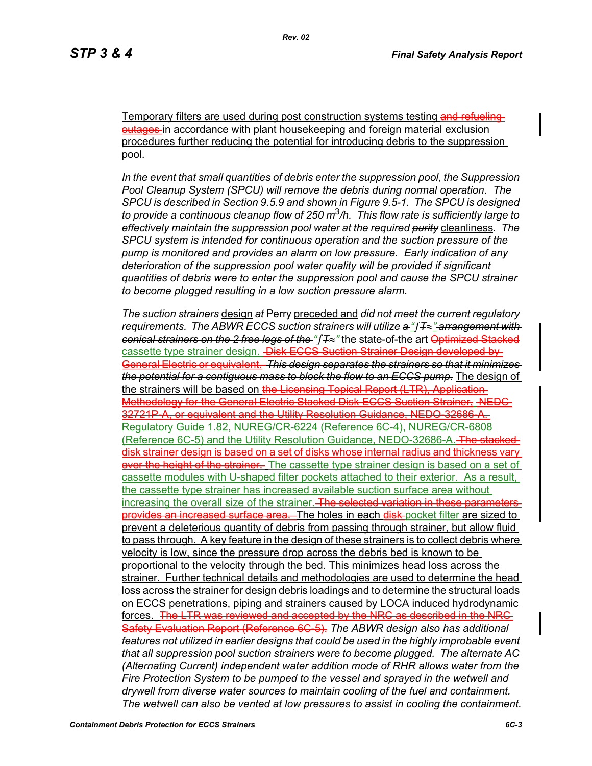Temporary filters are used during post construction systems testing ~~and refueling outages~~ in accordance with plant housekeeping and foreign material exclusion procedures further reducing the potential for introducing debris to the suppression pool.

*In the event that small quantities of debris enter the suppression pool, the Suppression Pool Cleanup System (SPCU) will remove the debris during normal operation. The SPCU is described in Section 9.5.9 and shown in Figure 9.5-1. The SPCU is designed to provide a continuous cleanup flow of 250 $m^3$/h. This flow rate is sufficiently large to effectively maintain the suppression pool water at the required* ~~*purity*~~ cleanliness*. The SPCU system is intended for continuous operation and the suction pressure of the pump is monitored and provides an alarm on low pressure. Early indication of any deterioration of the suppression pool water quality will be provided if significant quantities of debris were to enter the suppression pool and cause the SPCU strainer to become plugged resulting in a low suction pressure alarm.*

*The suction strainers* design *at* Perry preceded and *did not meet the current regulatory requirements. The ABWR ECCS suction strainers will utilize* ~~*a "ƒT≈" arrangement with conical strainers on the 2 free legs of the*~~ *"ƒT≈"* the state-of-the art ~~Optimized Stacked~~ cassette type strainer design. ~~Disk ECCS Suction Strainer Design developed by General Electric or equivalent.~~ ~~*This design separates the strainers so that it minimizes the potential for a contiguous mass to block the flow to an ECCS pump.*~~ The design of the strainers will be based on ~~the Licensing Topical Report (LTR), Application Methodology for the General Electric Stacked Disk ECCS Suction Strainer, NEDC-32721P-A, or equivalent and the Utility Resolution Guidance, NEDO-32686-A.~~ Regulatory Guide 1.82, NUREG/CR-6224 (Reference 6C-4), NUREG/CR-6808 (Reference 6C-5) and the Utility Resolution Guidance, NEDO-32686-A. ~~The stacked disk strainer design is based on a set of disks whose internal radius and thickness vary over the height of the strainer.~~ The cassette type strainer design is based on a set of cassette modules with U-shaped filter pockets attached to their exterior. As a result, the cassette type strainer has increased available suction surface area without increasing the overall size of the strainer. ~~The selected variation in these parameters provides an increased surface area.~~ The holes in each ~~disk~~ pocket filter are sized to prevent a deleterious quantity of debris from passing through strainer, but allow fluid to pass through. A key feature in the design of these strainers is to collect debris where velocity is low, since the pressure drop across the debris bed is known to be proportional to the velocity through the bed. This minimizes head loss across the strainer. Further technical details and methodologies are used to determine the head loss across the strainer for design debris loadings and to determine the structural loads on ECCS penetrations, piping and strainers caused by LOCA induced hydrodynamic forces. ~~The LTR was reviewed and accepted by the NRC as described in the NRC Safety Evaluation Report (Reference 6C-5).~~ *The ABWR design also has additional features not utilized in earlier designs that could be used in the highly improbable event that all suppression pool suction strainers were to become plugged. The alternate AC (Alternating Current) independent water addition mode of RHR allows water from the Fire Protection System to be pumped to the vessel and sprayed in the wetwell and drywell from diverse water sources to maintain cooling of the fuel and containment. The wetwell can also be vented at low pressures to assist in cooling the containment.*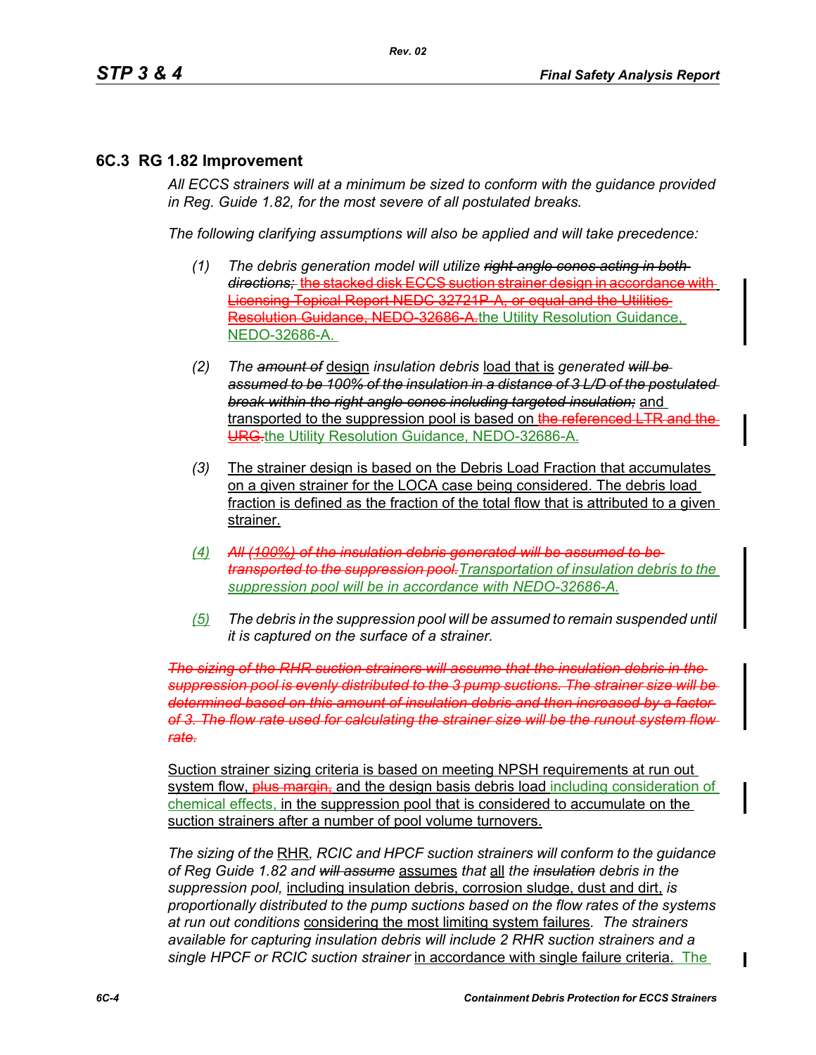## 6C.3 RG 1.82 Improvement

*All ECCS strainers will at a minimum be sized to conform with the guidance provided in Reg. Guide 1.82, for the most severe of all postulated breaks.*

*The following clarifying assumptions will also be applied and will take precedence:*

1. *The debris generation model will utilize ~~right angle cones acting in both directions;~~* ~~the stacked disk ECCS suction strainer design in accordance with Licensing Topical Report NEDC 32721P-A, or equal and the Utilities Resolution Guidance, NEDO-32686-A.~~ the Utility Resolution Guidance, NEDO-32686-A.

2. *The ~~amount of~~* design *insulation debris* load that is *generated ~~will be assumed to be 100% of the insulation in a distance of 3 L/D of the postulated break within the right angle cones including targeted insulation;~~* and transported to the suppression pool is based on ~~the referenced LTR and the URG.~~ the Utility Resolution Guidance, NEDO-32686-A.

3. The strainer design is based on the Debris Load Fraction that accumulates on a given strainer for the LOCA case being considered. The debris load fraction is defined as the fraction of the total flow that is attributed to a given strainer.

4. *~~All (100%) of the insulation debris generated will be assumed to be transported to the suppression pool.~~ Transportation of insulation debris to the suppression pool will be in accordance with NEDO-32686-A.*

5. *The debris in the suppression pool will be assumed to remain suspended until it is captured on the surface of a strainer.*

*~~The sizing of the RHR suction strainers will assume that the insulation debris in the suppression pool is evenly distributed to the 3 pump suctions. The strainer size will be determined based on this amount of insulation debris and then increased by a factor of 3. The flow rate used for calculating the strainer size will be the runout system flow rate.~~*

Suction strainer sizing criteria is based on meeting NPSH requirements at run out system flow, ~~plus margin,~~ and the design basis debris load including consideration of chemical effects, in the suppression pool that is considered to accumulate on the suction strainers after a number of pool volume turnovers.

*The sizing of the* RHR*, RCIC and HPCF suction strainers will conform to the guidance of Reg Guide 1.82 and ~~will assume~~* assumes *that* all *the ~~insulation~~ debris in the suppression pool,* including insulation debris, corrosion sludge, dust and dirt, *is proportionally distributed to the pump suctions based on the flow rates of the systems at run out conditions* considering the most limiting system failures*. The strainers available for capturing insulation debris will include 2 RHR suction strainers and a single HPCF or RCIC suction strainer* in accordance with single failure criteria. The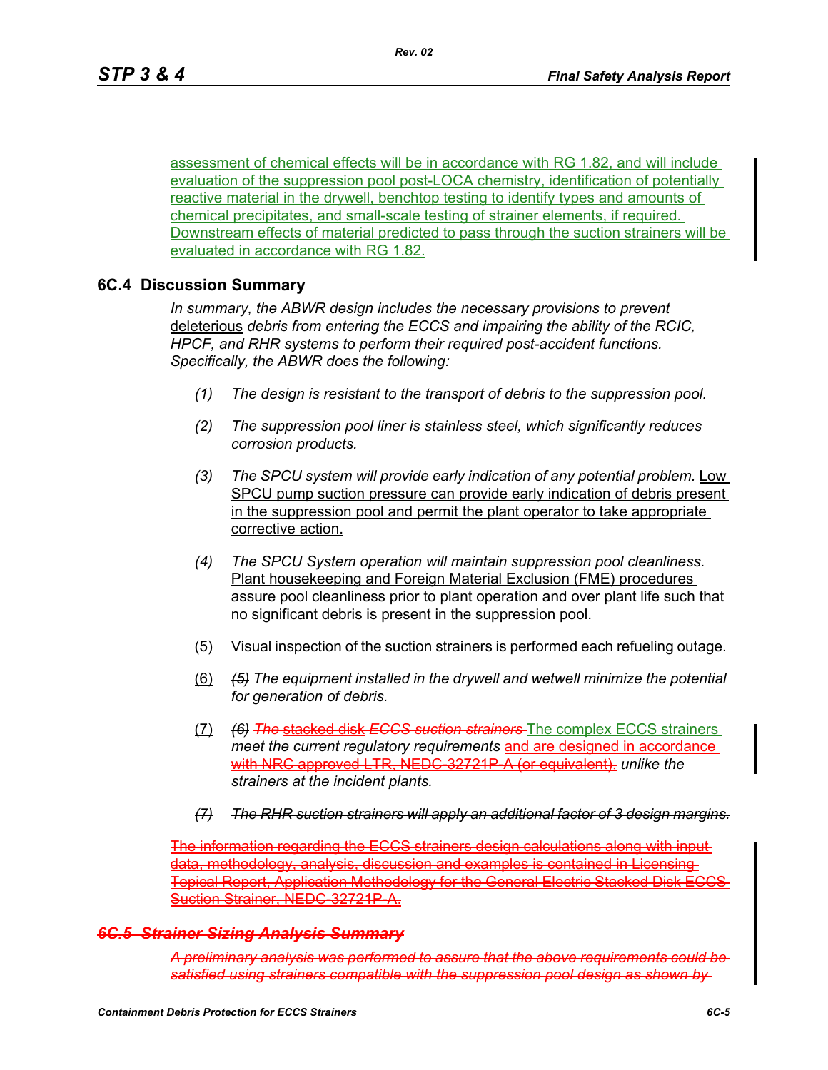assessment of chemical effects will be in accordance with RG 1.82, and will include evaluation of the suppression pool post-LOCA chemistry, identification of potentially reactive material in the drywell, benchtop testing to identify types and amounts of chemical precipitates, and small-scale testing of strainer elements, if required. Downstream effects of material predicted to pass through the suction strainers will be evaluated in accordance with RG 1.82.

## 6C.4 Discussion Summary

*In summary, the ABWR design includes the necessary provisions to prevent* deleterious *debris from entering the ECCS and impairing the ability of the RCIC, HPCF, and RHR systems to perform their required post-accident functions. Specifically, the ABWR does the following:*

(1) *The design is resistant to the transport of debris to the suppression pool.*

(2) *The suppression pool liner is stainless steel, which significantly reduces corrosion products.*

(3) *The SPCU system will provide early indication of any potential problem.* Low SPCU pump suction pressure can provide early indication of debris present in the suppression pool and permit the plant operator to take appropriate corrective action.

(4) *The SPCU System operation will maintain suppression pool cleanliness.* Plant housekeeping and Foreign Material Exclusion (FME) procedures assure pool cleanliness prior to plant operation and over plant life such that no significant debris is present in the suppression pool.

(5) Visual inspection of the suction strainers is performed each refueling outage.

(6) ~~*(5)*~~ *The equipment installed in the drywell and wetwell minimize the potential for generation of debris.*

(7) ~~*(6)*~~ ~~*The* stacked disk *ECCS suction strainers*~~ The complex ECCS strainers *meet the current regulatory requirements* ~~and are designed in accordance with NRC approved LTR, NEDC-32721P-A (or equivalent),~~ *unlike the strainers at the incident plants.*

~~*(7) The RHR suction strainers will apply an additional factor of 3 design margins.*~~

~~The information regarding the ECCS strainers design calculations along with input data, methodology, analysis, discussion and examples is contained in Licensing Topical Report, Application Methodology for the General Electric Stacked Disk ECCS Suction Strainer, NEDC-32721P-A.~~

## ~~*6C.5 Strainer Sizing Analysis Summary*~~

~~*A preliminary analysis was performed to assure that the above requirements could be satisfied using strainers compatible with the suppression pool design as shown by*~~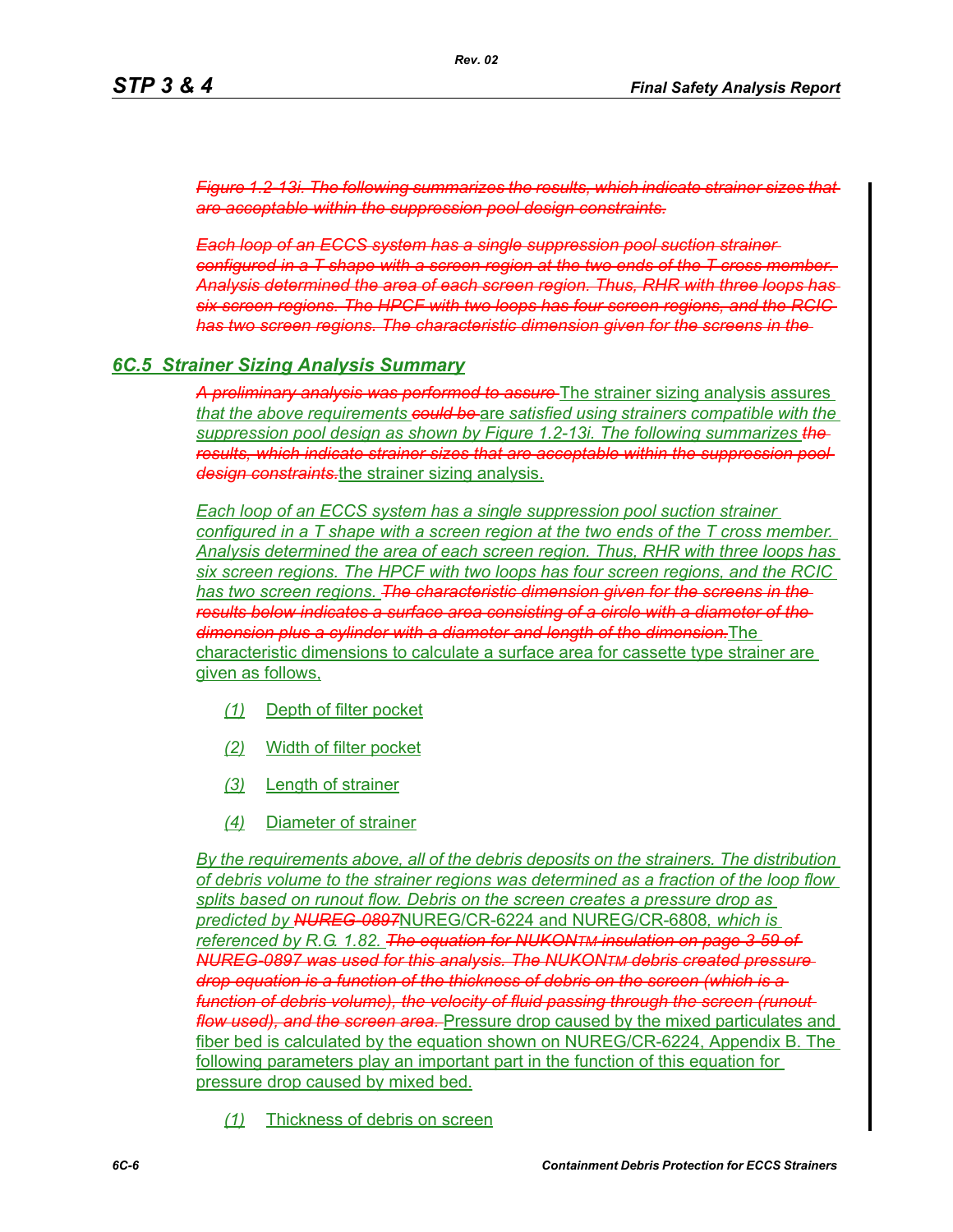~~*Figure 1.2-13i. The following summarizes the results, which indicate strainer sizes that are acceptable within the suppression pool design constraints.*~~

~~*Each loop of an ECCS system has a single suppression pool suction strainer configured in a T shape with a screen region at the two ends of the T cross member. Analysis determined the area of each screen region. Thus, RHR with three loops has six screen regions. The HPCF with two loops has four screen regions, and the RCIC has two screen regions. The characteristic dimension given for the screens in the*~~

## *6C.5 Strainer Sizing Analysis Summary*

~~*A preliminary analysis was performed to assure*~~ The strainer sizing analysis assures *that the above requirements* ~~*could be*~~ are *satisfied using strainers compatible with the suppression pool design as shown by Figure 1.2-13i. The following summarizes* ~~*the results, which indicate strainer sizes that are acceptable within the suppression pool design constraints.*~~ the strainer sizing analysis.

*Each loop of an ECCS system has a single suppression pool suction strainer configured in a T shape with a screen region at the two ends of the T cross member. Analysis determined the area of each screen region. Thus, RHR with three loops has six screen regions. The HPCF with two loops has four screen regions, and the RCIC has two screen regions.* ~~*The characteristic dimension given for the screens in the results below indicates a surface area consisting of a circle with a diameter of the dimension plus a cylinder with a diameter and length of the dimension.*~~ The characteristic dimensions to calculate a surface area for cassette type strainer are given as follows,

*(1)* Depth of filter pocket

*(2)* Width of filter pocket

*(3)* Length of strainer

*(4)* Diameter of strainer

*By the requirements above, all of the debris deposits on the strainers. The distribution of debris volume to the strainer regions was determined as a fraction of the loop flow splits based on runout flow. Debris on the screen creates a pressure drop as predicted by* ~~*NUREG-0897*~~ NUREG/CR-6224 and NUREG/CR-6808, *which is referenced by R.G. 1.82.* ~~*The equation for NUKONTM insulation on page 3-59 of NUREG-0897 was used for this analysis. The NUKONTM debris created pressure drop equation is a function of the thickness of debris on the screen (which is a function of debris volume), the velocity of fluid passing through the screen (runout flow used), and the screen area.*~~ Pressure drop caused by the mixed particulates and fiber bed is calculated by the equation shown on NUREG/CR-6224, Appendix B. The following parameters play an important part in the function of this equation for pressure drop caused by mixed bed.

*(1)* Thickness of debris on screen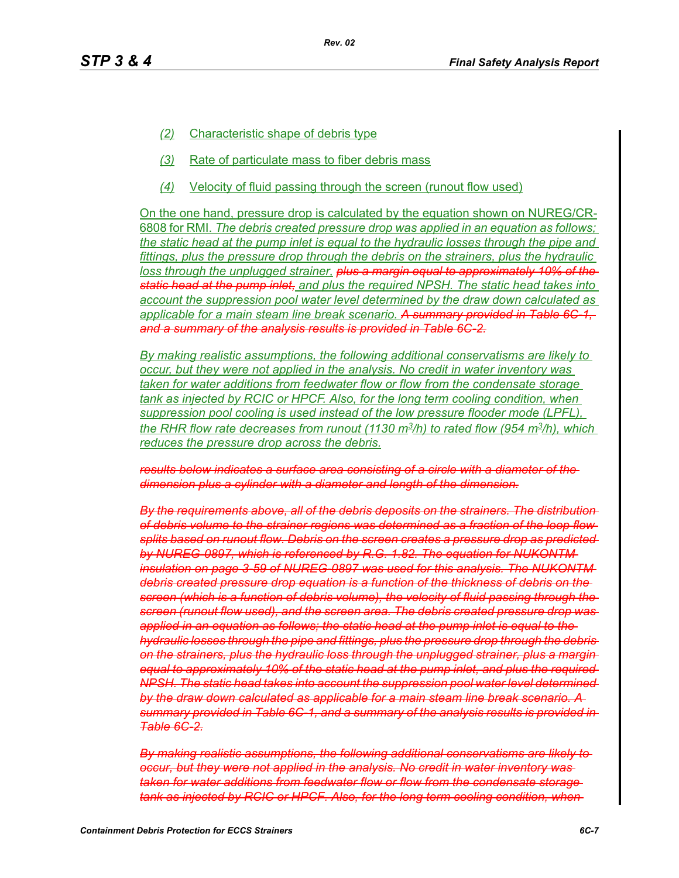(2) Characteristic shape of debris type

(3) Rate of particulate mass to fiber debris mass

(4) Velocity of fluid passing through the screen (runout flow used)

On the one hand, pressure drop is calculated by the equation shown on NUREG/CR-6808 for RMI. *The debris created pressure drop was applied in an equation as follows; the static head at the pump inlet is equal to the hydraulic losses through the pipe and fittings, plus the pressure drop through the debris on the strainers, plus the hydraulic loss through the unplugged strainer. ~~plus a margin equal to approximately 10% of the static head at the pump inlet,~~ and plus the required NPSH. The static head takes into account the suppression pool water level determined by the draw down calculated as applicable for a main steam line break scenario. ~~A summary provided in Table 6C-1, and a summary of the analysis results is provided in Table 6C-2.~~*

*By making realistic assumptions, the following additional conservatisms are likely to occur, but they were not applied in the analysis. No credit in water inventory was taken for water additions from feedwater flow or flow from the condensate storage tank as injected by RCIC or HPCF. Also, for the long term cooling condition, when suppression pool cooling is used instead of the low pressure flooder mode (LPFL), the RHR flow rate decreases from runout (1130 $m^3/h$) to rated flow (954 $m^3/h$), which reduces the pressure drop across the debris.*

*~~results below indicates a surface area consisting of a circle with a diameter of the dimension plus a cylinder with a diameter and length of the dimension.~~*

*~~By the requirements above, all of the debris deposits on the strainers. The distribution of debris volume to the strainer regions was determined as a fraction of the loop flow splits based on runout flow. Debris on the screen creates a pressure drop as predicted by NUREG-0897, which is referenced by R.G. 1.82. The equation for NUKONTM insulation on page 3-59 of NUREG-0897 was used for this analysis. The NUKONTM debris created pressure drop equation is a function of the thickness of debris on the screen (which is a function of debris volume), the velocity of fluid passing through the screen (runout flow used), and the screen area. The debris created pressure drop was applied in an equation as follows; the static head at the pump inlet is equal to the hydraulic losses through the pipe and fittings, plus the pressure drop through the debris on the strainers, plus the hydraulic loss through the unplugged strainer, plus a margin equal to approximately 10% of the static head at the pump inlet, and plus the required NPSH. The static head takes into account the suppression pool water level determined by the draw down calculated as applicable for a main steam line break scenario. A summary provided in Table 6C-1, and a summary of the analysis results is provided in Table 6C-2.~~*

*~~By making realistic assumptions, the following additional conservatisms are likely to occur, but they were not applied in the analysis. No credit in water inventory was taken for water additions from feedwater flow or flow from the condensate storage tank as injected by RCIC or HPCF. Also, for the long term cooling condition, when~~*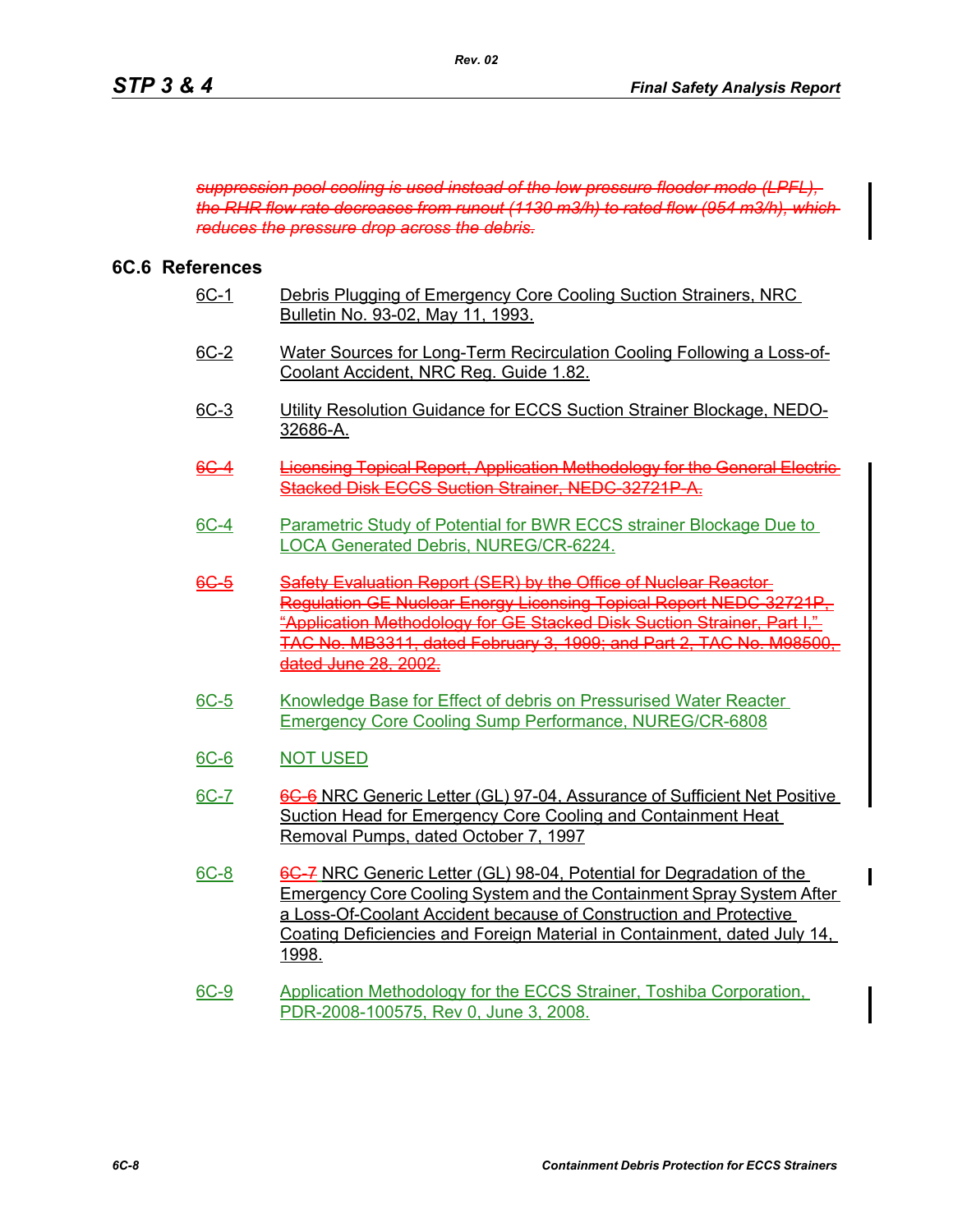~~*suppression pool cooling is used instead of the low pressure flooder mode (LPFL), the RHR flow rate decreases from runout (1130 m3/h) to rated flow (954 m3/h), which reduces the pressure drop across the debris.*~~

## 6C.6 References

6C-1 Debris Plugging of Emergency Core Cooling Suction Strainers, NRC Bulletin No. 93-02, May 11, 1993.

6C-2 Water Sources for Long-Term Recirculation Cooling Following a Loss-of-Coolant Accident, NRC Reg. Guide 1.82.

6C-3 Utility Resolution Guidance for ECCS Suction Strainer Blockage, NEDO-32686-A.

~~6C-4 Licensing Topical Report, Application Methodology for the General Electric Stacked Disk ECCS Suction Strainer, NEDC-32721P-A.~~

6C-4 Parametric Study of Potential for BWR ECCS strainer Blockage Due to LOCA Generated Debris, NUREG/CR-6224.

~~6C-5 Safety Evaluation Report (SER) by the Office of Nuclear Reactor Regulation GE Nuclear Energy Licensing Topical Report NEDC-32721P, "Application Methodology for GE Stacked Disk Suction Strainer, Part I," TAC No. MB3311, dated February 3, 1999; and Part 2, TAC No. M98500, dated June 28, 2002.~~

6C-5 Knowledge Base for Effect of debris on Pressurised Water Reacter Emergency Core Cooling Sump Performance, NUREG/CR-6808

6C-6 NOT USED

6C-7 ~~6C-6~~ NRC Generic Letter (GL) 97-04, Assurance of Sufficient Net Positive Suction Head for Emergency Core Cooling and Containment Heat Removal Pumps, dated October 7, 1997

6C-8 ~~6C-7~~ NRC Generic Letter (GL) 98-04, Potential for Degradation of the Emergency Core Cooling System and the Containment Spray System After a Loss-Of-Coolant Accident because of Construction and Protective Coating Deficiencies and Foreign Material in Containment, dated July 14, 1998.

6C-9 Application Methodology for the ECCS Strainer, Toshiba Corporation, PDR-2008-100575, Rev 0, June 3, 2008.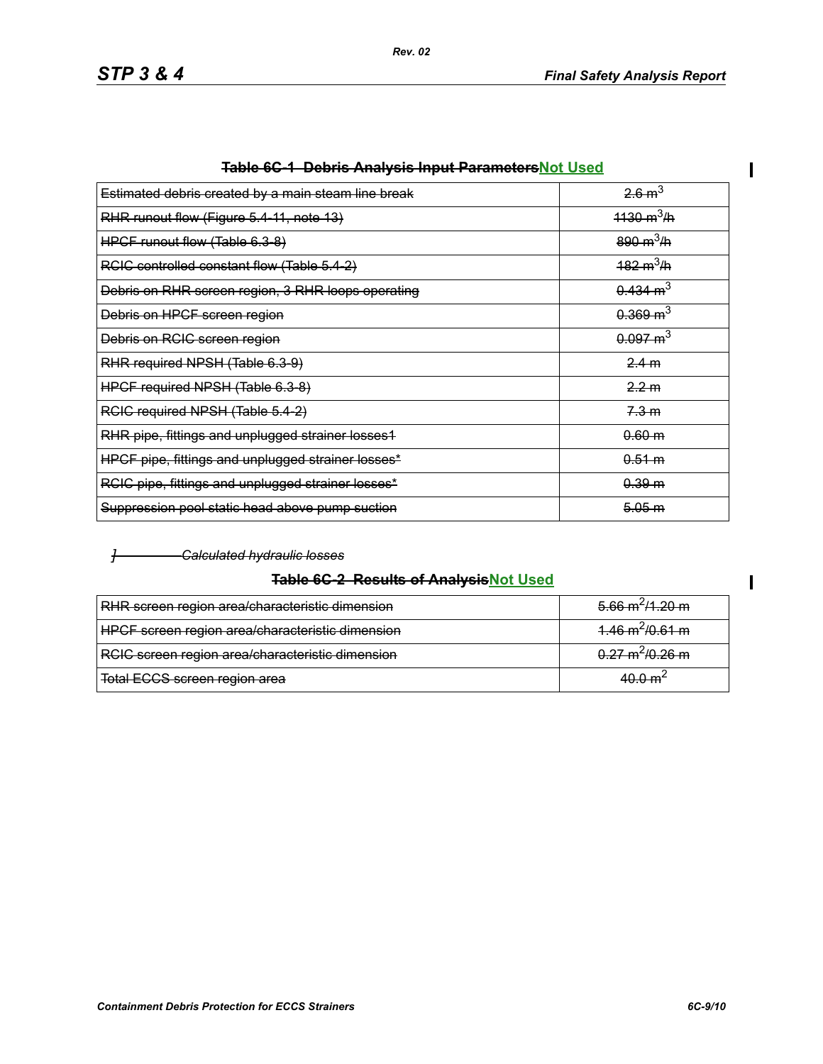**~~Table 6C-1 Debris Analysis Input Parameters~~Not Used**

| | |
|---|---|
| ~~Estimated debris created by a main steam line break~~ | ~~2.6 $m^3$~~ |
| ~~RHR runout flow (Figure 5.4-11, note 13)~~ | ~~1130 $m^3$/h~~ |
| ~~HPCF runout flow (Table 6.3-8)~~ | ~~890 $m^3$/h~~ |
| ~~RCIC controlled constant flow (Table 5.4-2)~~ | ~~182 $m^3$/h~~ |
| ~~Debris on RHR screen region, 3 RHR loops operating~~ | ~~0.434 $m^3$~~ |
| ~~Debris on HPCF screen region~~ | ~~0.369 $m^3$~~ |
| ~~Debris on RCIC screen region~~ | ~~0.097 $m^3$~~ |
| ~~RHR required NPSH (Table 6.3-9)~~ | ~~2.4 m~~ |
| ~~HPCF required NPSH (Table 6.3-8)~~ | ~~2.2 m~~ |
| ~~RCIC required NPSH (Table 5.4-2)~~ | ~~7.3 m~~ |
| ~~RHR pipe, fittings and unplugged strainer losses1~~ | ~~0.60 m~~ |
| ~~HPCF pipe, fittings and unplugged strainer losses*~~ | ~~0.51 m~~ |
| ~~RCIC pipe, fittings and unplugged strainer losses*~~ | ~~0.39 m~~ |
| ~~Suppression pool static head above pump suction~~ | ~~5.05 m~~ |

~~*]* *Calculated hydraulic losses*~~

**~~Table 6C-2 Results of Analysis~~Not Used**

| | |
|---|---|
| ~~RHR screen region area/characteristic dimension~~ | ~~5.66 $m^2$/1.20 m~~ |
| ~~HPCF screen region area/characteristic dimension~~ | ~~1.46 $m^2$/0.61 m~~ |
| ~~RCIC screen region area/characteristic dimension~~ | ~~0.27 $m^2$/0.26 m~~ |
| ~~Total ECCS screen region area~~ | ~~40.0 $m^2$~~ |